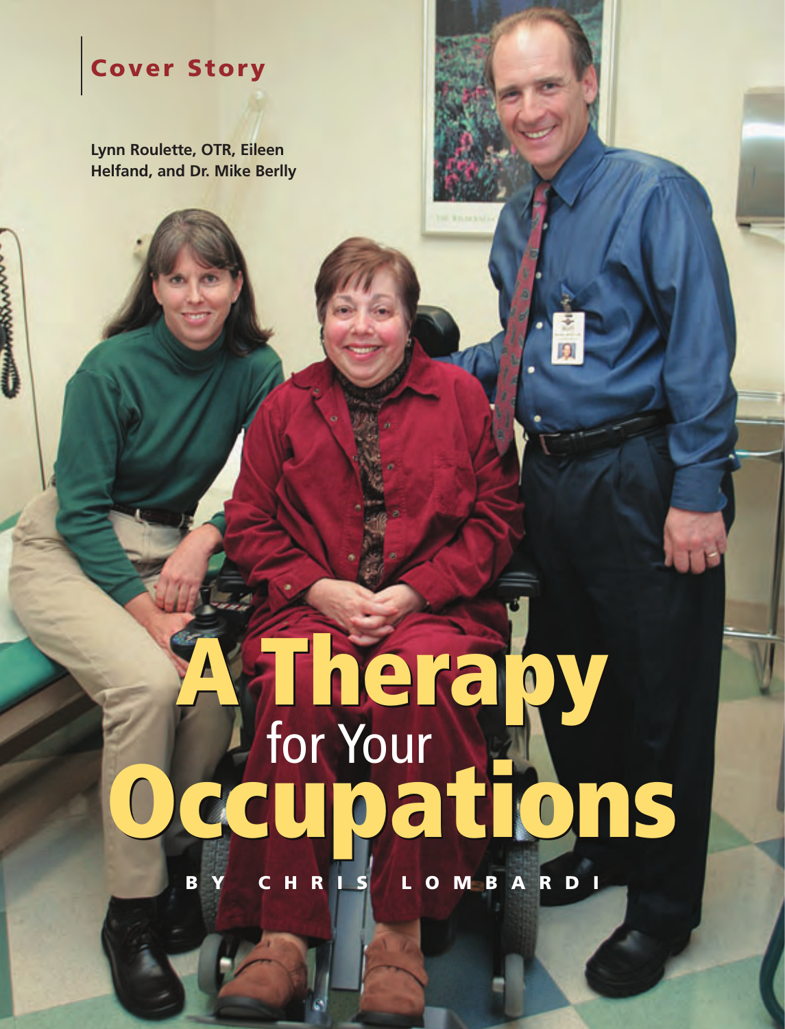Cover Story

Lynn Roulette, OTR, Eileen Helfand, and Dr. Mike Berlly

# A Therapy for Your Occupations

BY CHRIS LOMBARDI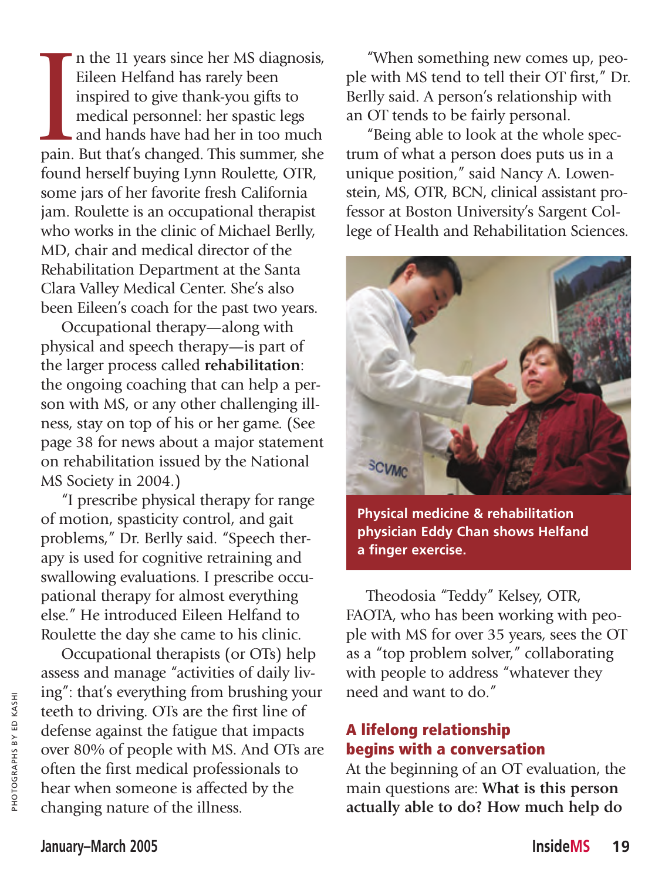In the 11 years since her MS diagnosis, Eileen Helfand has rarely been inspired to give thank-you gifts to medical personnel: her spastic legs and hands have had her in too much pain. But that's changed. This summer, she found herself buying Lynn Roulette, OTR, some jars of her favorite fresh California jam. Roulette is an occupational therapist who works in the clinic of Michael Berlly, MD, chair and medical director of the Rehabilitation Department at the Santa Clara Valley Medical Center. She's also been Eileen's coach for the past two years.

Occupational therapy—along with physical and speech therapy—is part of the larger process called **rehabilitation**: the ongoing coaching that can help a person with MS, or any other challenging illness, stay on top of his or her game. (See page 38 for news about a major statement on rehabilitation issued by the National MS Society in 2004.)

"I prescribe physical therapy for range of motion, spasticity control, and gait problems," Dr. Berlly said. "Speech therapy is used for cognitive retraining and swallowing evaluations. I prescribe occupational therapy for almost everything else." He introduced Eileen Helfand to Roulette the day she came to his clinic.

Occupational therapists (or OTs) help assess and manage "activities of daily living": that's everything from brushing your teeth to driving. OTs are the first line of defense against the fatigue that impacts over 80% of people with MS. And OTs are often the first medical professionals to hear when someone is affected by the changing nature of the illness.

"When something new comes up, people with MS tend to tell their OT first," Dr. Berlly said. A person's relationship with an OT tends to be fairly personal.

"Being able to look at the whole spectrum of what a person does puts us in a unique position," said Nancy A. Lowenstein, MS, OTR, BCN, clinical assistant professor at Boston University's Sargent College of Health and Rehabilitation Sciences.

**Physical medicine & rehabilitation physician Eddy Chan shows Helfand a finger exercise.**

PHOTOGRAPHS BY ED KASHI

Theodosia "Teddy" Kelsey, OTR, FAOTA, who has been working with people with MS for over 35 years, sees the OT as a "top problem solver," collaborating with people to address "whatever they need and want to do."

## A lifelong relationship begins with a conversation

At the beginning of an OT evaluation, the main questions are: **What is this person actually able to do? How much help do**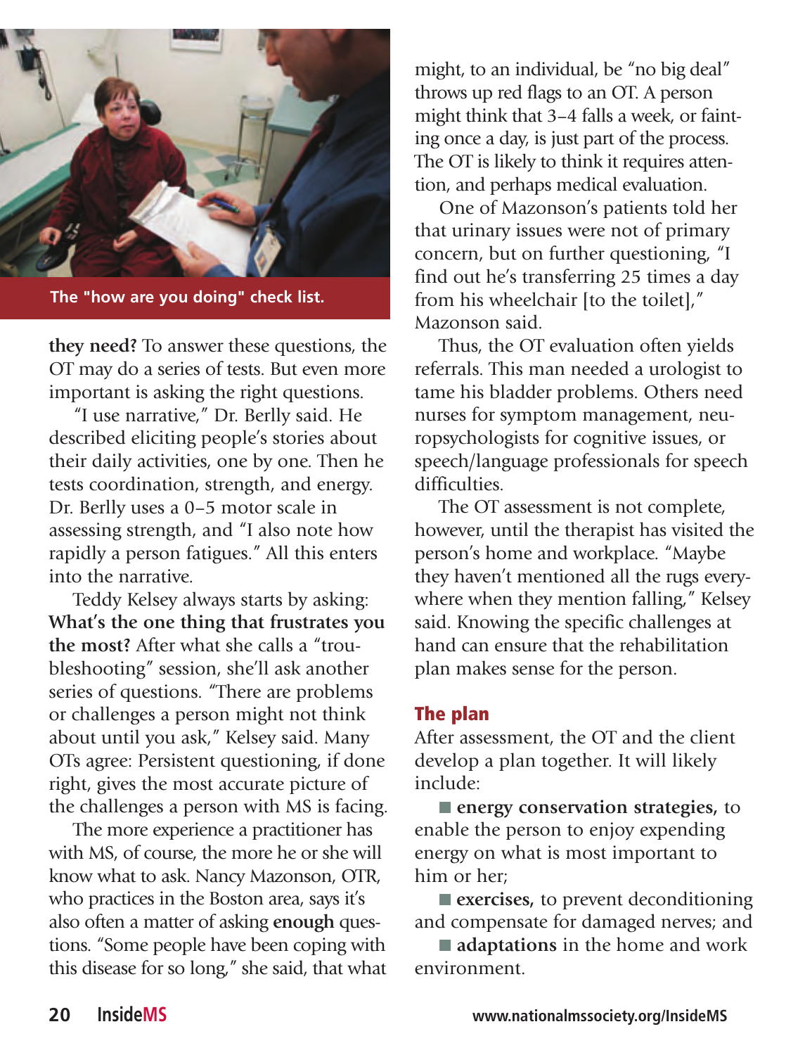The "how are you doing" check list.

**they need?** To answer these questions, the OT may do a series of tests. But even more important is asking the right questions.

"I use narrative," Dr. Berlly said. He described eliciting people's stories about their daily activities, one by one. Then he tests coordination, strength, and energy. Dr. Berlly uses a 0–5 motor scale in assessing strength, and "I also note how rapidly a person fatigues." All this enters into the narrative.

Teddy Kelsey always starts by asking: **What's the one thing that frustrates you the most?** After what she calls a "troubleshooting" session, she'll ask another series of questions. "There are problems or challenges a person might not think about until you ask," Kelsey said. Many OTs agree: Persistent questioning, if done right, gives the most accurate picture of the challenges a person with MS is facing.

The more experience a practitioner has with MS, of course, the more he or she will know what to ask. Nancy Mazonson, OTR, who practices in the Boston area, says it's also often a matter of asking **enough** questions. "Some people have been coping with this disease for so long," she said, that what might, to an individual, be "no big deal" throws up red flags to an OT. A person might think that 3–4 falls a week, or fainting once a day, is just part of the process. The OT is likely to think it requires attention, and perhaps medical evaluation.

One of Mazonson's patients told her that urinary issues were not of primary concern, but on further questioning, "I find out he's transferring 25 times a day from his wheelchair [to the toilet]," Mazonson said.

Thus, the OT evaluation often yields referrals. This man needed a urologist to tame his bladder problems. Others need nurses for symptom management, neuropsychologists for cognitive issues, or speech/language professionals for speech difficulties.

The OT assessment is not complete, however, until the therapist has visited the person's home and workplace. "Maybe they haven't mentioned all the rugs everywhere when they mention falling," Kelsey said. Knowing the specific challenges at hand can ensure that the rehabilitation plan makes sense for the person.

## The plan

After assessment, the OT and the client develop a plan together. It will likely include:

- **energy conservation strategies,** to enable the person to enjoy expending energy on what is most important to him or her;
- **exercises,** to prevent deconditioning and compensate for damaged nerves; and
- **adaptations** in the home and work environment.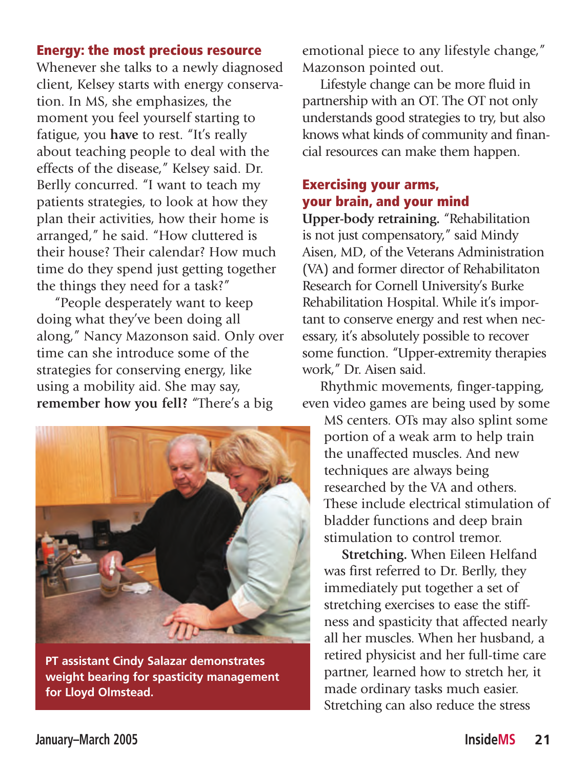## Energy: the most precious resource

Whenever she talks to a newly diagnosed client, Kelsey starts with energy conservation. In MS, she emphasizes, the moment you feel yourself starting to fatigue, you **have** to rest. "It's really about teaching people to deal with the effects of the disease," Kelsey said. Dr. Berlly concurred. "I want to teach my patients strategies, to look at how they plan their activities, how their home is arranged," he said. "How cluttered is their house? Their calendar? How much time do they spend just getting together the things they need for a task?"

"People desperately want to keep doing what they've been doing all along," Nancy Mazonson said. Only over time can she introduce some of the strategies for conserving energy, like using a mobility aid. She may say, **remember how you fell?** "There's a big emotional piece to any lifestyle change," Mazonson pointed out.

Lifestyle change can be more fluid in partnership with an OT. The OT not only understands good strategies to try, but also knows what kinds of community and financial resources can make them happen.

PT assistant Cindy Salazar demonstrates weight bearing for spasticity management for Lloyd Olmstead.

## Exercising your arms, your brain, and your mind

**Upper-body retraining.** "Rehabilitation is not just compensatory," said Mindy Aisen, MD, of the Veterans Administration (VA) and former director of Rehabilitaton Research for Cornell University's Burke Rehabilitation Hospital. While it's important to conserve energy and rest when necessary, it's absolutely possible to recover some function. "Upper-extremity therapies work," Dr. Aisen said.

Rhythmic movements, finger-tapping, even video games are being used by some MS centers. OTs may also splint some portion of a weak arm to help train the unaffected muscles. And new techniques are always being researched by the VA and others. These include electrical stimulation of bladder functions and deep brain stimulation to control tremor.

**Stretching.** When Eileen Helfand was first referred to Dr. Berlly, they immediately put together a set of stretching exercises to ease the stiffness and spasticity that affected nearly all her muscles. When her husband, a retired physicist and her full-time care partner, learned how to stretch her, it made ordinary tasks much easier. Stretching can also reduce the stress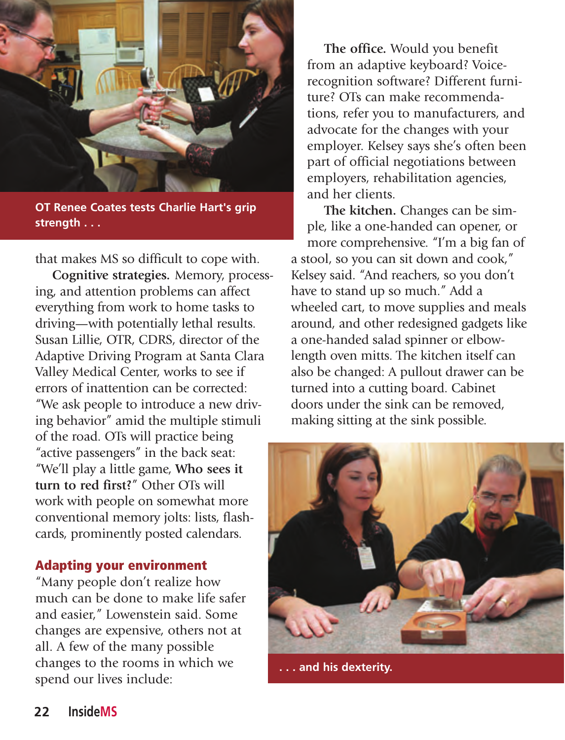OT Renee Coates tests Charlie Hart's grip strength . . .

that makes MS so difficult to cope with.

**Cognitive strategies.** Memory, processing, and attention problems can affect everything from work to home tasks to driving—with potentially lethal results. Susan Lillie, OTR, CDRS, director of the Adaptive Driving Program at Santa Clara Valley Medical Center, works to see if errors of inattention can be corrected: "We ask people to introduce a new driving behavior" amid the multiple stimuli of the road. OTs will practice being "active passengers" in the back seat: "We'll play a little game, **Who sees it turn to red first?**" Other OTs will work with people on somewhat more conventional memory jolts: lists, flashcards, prominently posted calendars.

## Adapting your environment

"Many people don't realize how much can be done to make life safer and easier," Lowenstein said. Some changes are expensive, others not at all. A few of the many possible changes to the rooms in which we spend our lives include:

**The office.** Would you benefit from an adaptive keyboard? Voice-recognition software? Different furniture? OTs can make recommendations, refer you to manufacturers, and advocate for the changes with your employer. Kelsey says she's often been part of official negotiations between employers, rehabilitation agencies, and her clients.

**The kitchen.** Changes can be simple, like a one-handed can opener, or more comprehensive. "I'm a big fan of a stool, so you can sit down and cook," Kelsey said. "And reachers, so you don't have to stand up so much." Add a wheeled cart, to move supplies and meals around, and other redesigned gadgets like a one-handed salad spinner or elbow-length oven mitts. The kitchen itself can also be changed: A pullout drawer can be turned into a cutting board. Cabinet doors under the sink can be removed, making sitting at the sink possible.

. . . and his dexterity.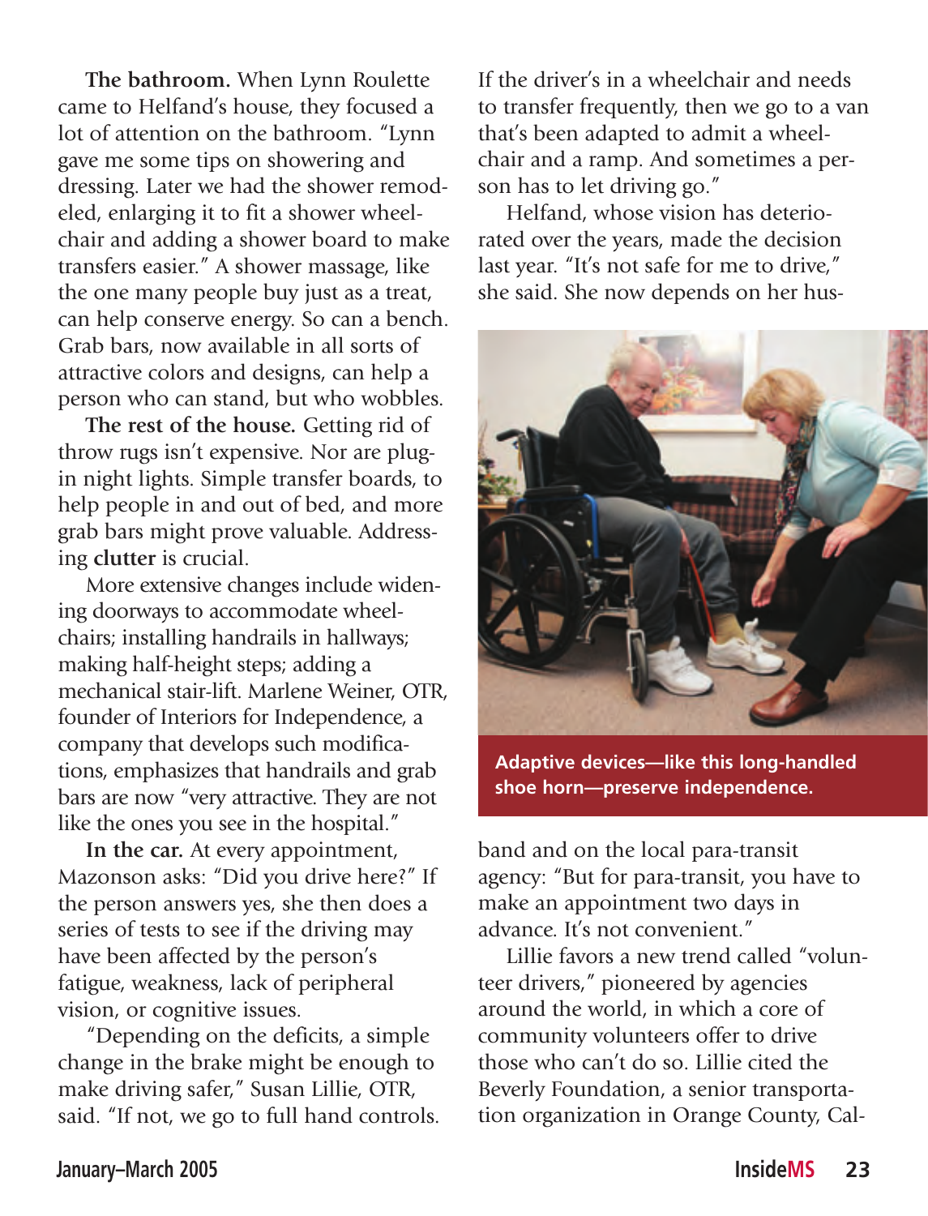**The bathroom.** When Lynn Roulette came to Helfand's house, they focused a lot of attention on the bathroom. "Lynn gave me some tips on showering and dressing. Later we had the shower remodeled, enlarging it to fit a shower wheelchair and adding a shower board to make transfers easier." A shower massage, like the one many people buy just as a treat, can help conserve energy. So can a bench. Grab bars, now available in all sorts of attractive colors and designs, can help a person who can stand, but who wobbles.

**The rest of the house.** Getting rid of throw rugs isn't expensive. Nor are plug-in night lights. Simple transfer boards, to help people in and out of bed, and more grab bars might prove valuable. Addressing **clutter** is crucial.

More extensive changes include widening doorways to accommodate wheelchairs; installing handrails in hallways; making half-height steps; adding a mechanical stair-lift. Marlene Weiner, OTR, founder of Interiors for Independence, a company that develops such modifications, emphasizes that handrails and grab bars are now "very attractive. They are not like the ones you see in the hospital."

**In the car.** At every appointment, Mazonson asks: "Did you drive here?" If the person answers yes, she then does a series of tests to see if the driving may have been affected by the person's fatigue, weakness, lack of peripheral vision, or cognitive issues.

"Depending on the deficits, a simple change in the brake might be enough to make driving safer," Susan Lillie, OTR, said. "If not, we go to full hand controls. If the driver's in a wheelchair and needs to transfer frequently, then we go to a van that's been adapted to admit a wheelchair and a ramp. And sometimes a person has to let driving go."

Helfand, whose vision has deteriorated over the years, made the decision last year. "It's not safe for me to drive," she said. She now depends on her husband and on the local para-transit agency: "But for para-transit, you have to make an appointment two days in advance. It's not convenient."

**Adaptive devices—like this long-handled shoe horn—preserve independence.**

Lillie favors a new trend called "volunteer drivers," pioneered by agencies around the world, in which a core of community volunteers offer to drive those who can't do so. Lillie cited the Beverly Foundation, a senior transportation organization in Orange County, Cal-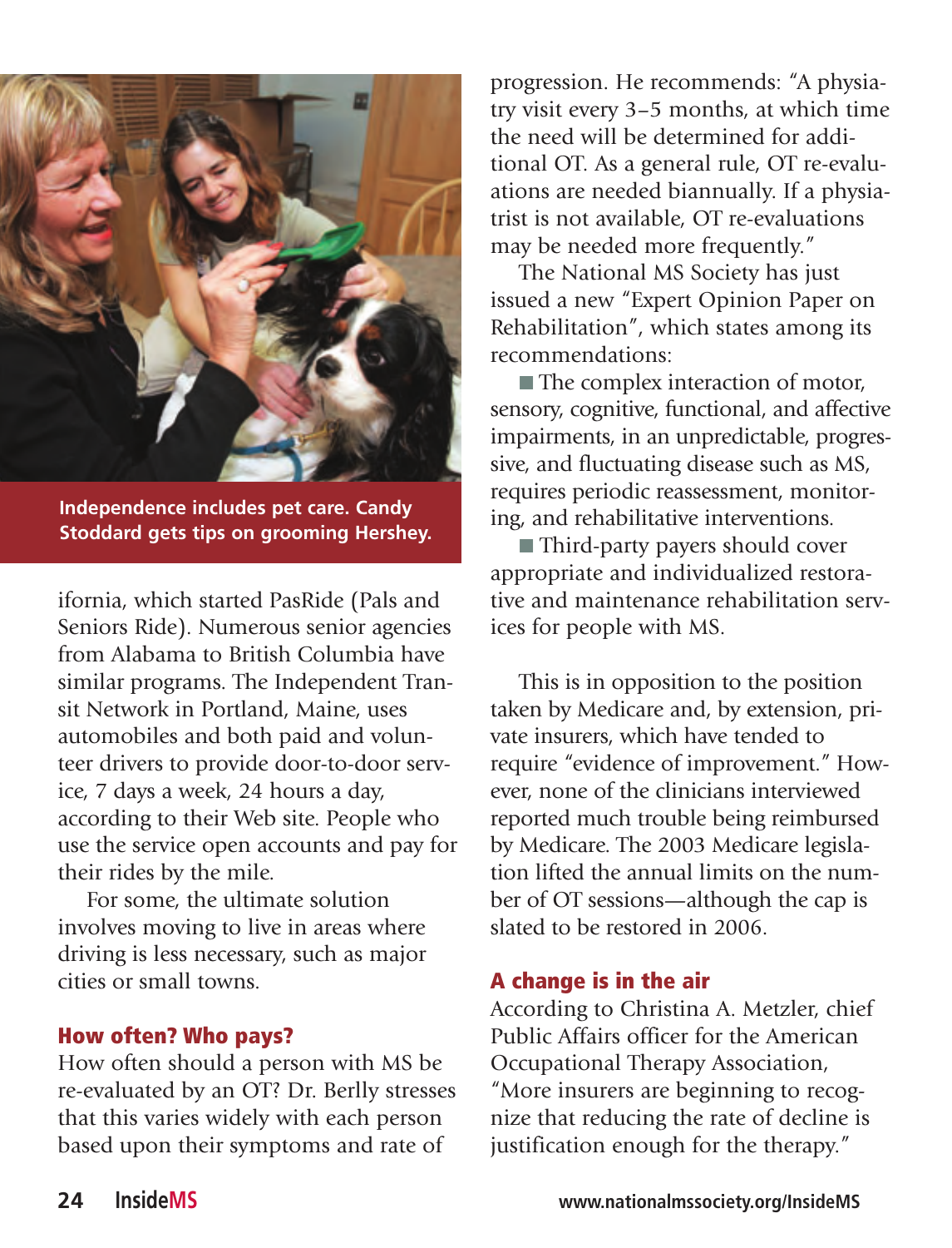Independence includes pet care. Candy Stoddard gets tips on grooming Hershey.

ifornia, which started PasRide (Pals and Seniors Ride). Numerous senior agencies from Alabama to British Columbia have similar programs. The Independent Transit Network in Portland, Maine, uses automobiles and both paid and volunteer drivers to provide door-to-door service, 7 days a week, 24 hours a day, according to their Web site. People who use the service open accounts and pay for their rides by the mile.

For some, the ultimate solution involves moving to live in areas where driving is less necessary, such as major cities or small towns.

## How often? Who pays?

How often should a person with MS be re-evaluated by an OT? Dr. Berlly stresses that this varies widely with each person based upon their symptoms and rate of progression. He recommends: "A physiatry visit every 3–5 months, at which time the need will be determined for additional OT. As a general rule, OT re-evaluations are needed biannually. If a physiatrist is not available, OT re-evaluations may be needed more frequently."

The National MS Society has just issued a new "Expert Opinion Paper on Rehabilitation", which states among its recommendations:

- The complex interaction of motor, sensory, cognitive, functional, and affective impairments, in an unpredictable, progressive, and fluctuating disease such as MS, requires periodic reassessment, monitoring, and rehabilitative interventions.
- Third-party payers should cover appropriate and individualized restorative and maintenance rehabilitation services for people with MS.

This is in opposition to the position taken by Medicare and, by extension, private insurers, which have tended to require "evidence of improvement." However, none of the clinicians interviewed reported much trouble being reimbursed by Medicare. The 2003 Medicare legislation lifted the annual limits on the number of OT sessions—although the cap is slated to be restored in 2006.

## A change is in the air

According to Christina A. Metzler, chief Public Affairs officer for the American Occupational Therapy Association, "More insurers are beginning to recognize that reducing the rate of decline is justification enough for the therapy."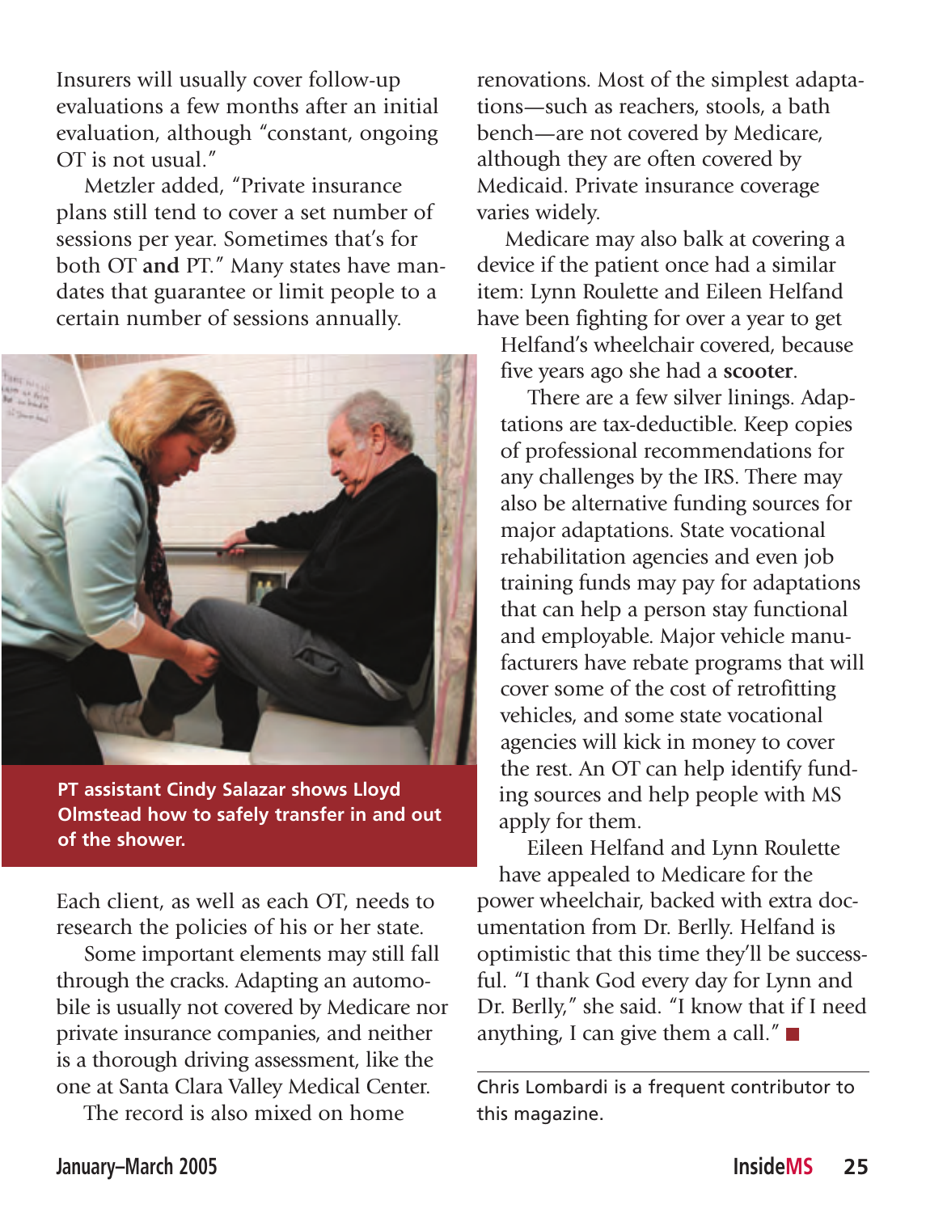Insurers will usually cover follow-up evaluations a few months after an initial evaluation, although "constant, ongoing OT is not usual."

Metzler added, "Private insurance plans still tend to cover a set number of sessions per year. Sometimes that's for both OT **and** PT." Many states have mandates that guarantee or limit people to a certain number of sessions annually.

**PT assistant Cindy Salazar shows Lloyd Olmstead how to safely transfer in and out of the shower.**

Each client, as well as each OT, needs to research the policies of his or her state.

Some important elements may still fall through the cracks. Adapting an automobile is usually not covered by Medicare nor private insurance companies, and neither is a thorough driving assessment, like the one at Santa Clara Valley Medical Center.

The record is also mixed on home renovations. Most of the simplest adaptations—such as reachers, stools, a bath bench—are not covered by Medicare, although they are often covered by Medicaid. Private insurance coverage varies widely.

Medicare may also balk at covering a device if the patient once had a similar item: Lynn Roulette and Eileen Helfand have been fighting for over a year to get Helfand's wheelchair covered, because five years ago she had a **scooter**.

There are a few silver linings. Adaptations are tax-deductible. Keep copies of professional recommendations for any challenges by the IRS. There may also be alternative funding sources for major adaptations. State vocational rehabilitation agencies and even job training funds may pay for adaptations that can help a person stay functional and employable. Major vehicle manufacturers have rebate programs that will cover some of the cost of retrofitting vehicles, and some state vocational agencies will kick in money to cover the rest. An OT can help identify funding sources and help people with MS apply for them.

Eileen Helfand and Lynn Roulette have appealed to Medicare for the power wheelchair, backed with extra documentation from Dr. Berlly. Helfand is optimistic that this time they'll be successful. "I thank God every day for Lynn and Dr. Berlly," she said. "I know that if I need anything, I can give them a call." ■

---

Chris Lombardi is a frequent contributor to this magazine.